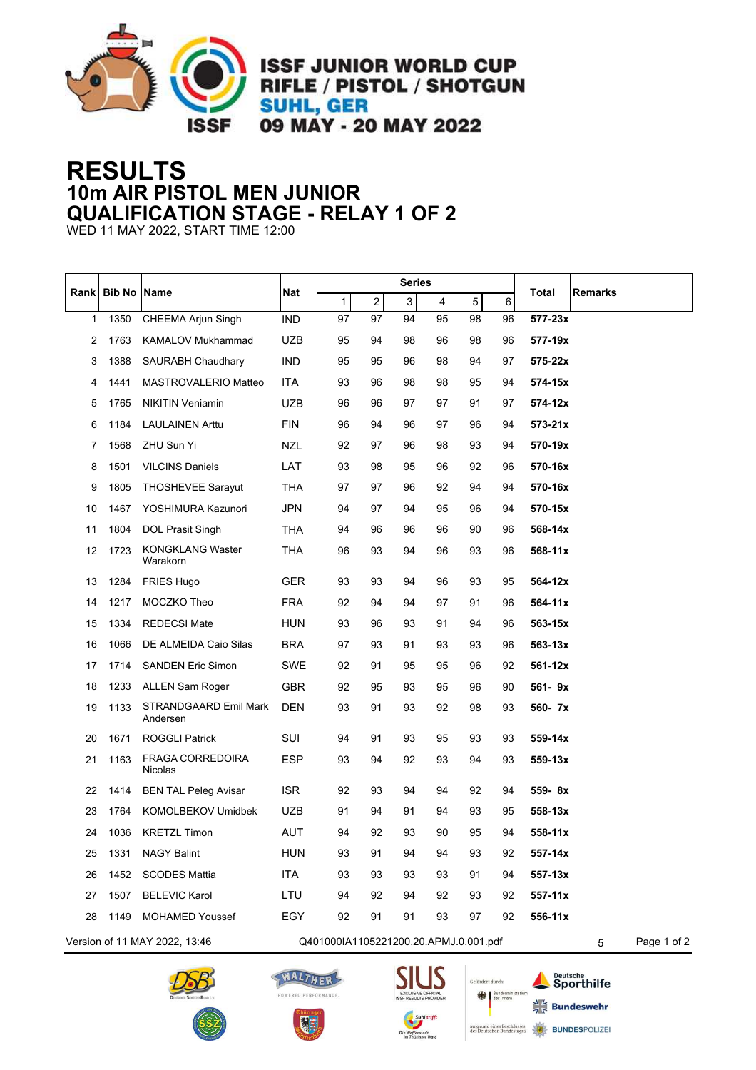ISSF JUNIOR WORLD CUP
RIFLE / PISTOL / SHOTGUN
SUHL, GER
09 MAY - 20 MAY 2022

# RESULTS
## 10m AIR PISTOL MEN JUNIOR
## QUALIFICATION STAGE - RELAY 1 OF 2
WED 11 MAY 2022, START TIME 12:00

| Rank | Bib No | Name | Nat | Series | | | | | | Total | Remarks |
|---|---|---|---|---|---|---|---|---|---|---|---|
| | | | | 1 | 2 | 3 | 4 | 5 | 6 | | |
| 1 | 1350 | CHEEMA Arjun Singh | IND | 97 | 97 | 94 | 95 | 98 | 96 | **577-23x** | |
| 2 | 1763 | KAMALOV Mukhammad | UZB | 95 | 94 | 98 | 96 | 98 | 96 | **577-19x** | |
| 3 | 1388 | SAURABH Chaudhary | IND | 95 | 95 | 96 | 98 | 94 | 97 | **575-22x** | |
| 4 | 1441 | MASTROVALERIO Matteo | ITA | 93 | 96 | 98 | 98 | 95 | 94 | **574-15x** | |
| 5 | 1765 | NIKITIN Veniamin | UZB | 96 | 96 | 97 | 97 | 91 | 97 | **574-12x** | |
| 6 | 1184 | LAULAINEN Arttu | FIN | 96 | 94 | 96 | 97 | 96 | 94 | **573-21x** | |
| 7 | 1568 | ZHU Sun Yi | NZL | 92 | 97 | 96 | 98 | 93 | 94 | **570-19x** | |
| 8 | 1501 | VILCINS Daniels | LAT | 93 | 98 | 95 | 96 | 92 | 96 | **570-16x** | |
| 9 | 1805 | THOSHEVEE Sarayut | THA | 97 | 97 | 96 | 92 | 94 | 94 | **570-16x** | |
| 10 | 1467 | YOSHIMURA Kazunori | JPN | 94 | 97 | 94 | 95 | 96 | 94 | **570-15x** | |
| 11 | 1804 | DOL Prasit Singh | THA | 94 | 96 | 96 | 96 | 90 | 96 | **568-14x** | |
| 12 | 1723 | KONGKLANG Waster Warakorn | THA | 96 | 93 | 94 | 96 | 93 | 96 | **568-11x** | |
| 13 | 1284 | FRIES Hugo | GER | 93 | 93 | 94 | 96 | 93 | 95 | **564-12x** | |
| 14 | 1217 | MOCZKO Theo | FRA | 92 | 94 | 94 | 97 | 91 | 96 | **564-11x** | |
| 15 | 1334 | REDECSI Mate | HUN | 93 | 96 | 93 | 91 | 94 | 96 | **563-15x** | |
| 16 | 1066 | DE ALMEIDA Caio Silas | BRA | 97 | 93 | 91 | 93 | 93 | 96 | **563-13x** | |
| 17 | 1714 | SANDEN Eric Simon | SWE | 92 | 91 | 95 | 95 | 96 | 92 | **561-12x** | |
| 18 | 1233 | ALLEN Sam Roger | GBR | 92 | 95 | 93 | 95 | 96 | 90 | **561- 9x** | |
| 19 | 1133 | STRANDGAARD Emil Mark Andersen | DEN | 93 | 91 | 93 | 92 | 98 | 93 | **560- 7x** | |
| 20 | 1671 | ROGGLI Patrick | SUI | 94 | 91 | 93 | 95 | 93 | 93 | **559-14x** | |
| 21 | 1163 | FRAGA CORREDOIRA Nicolas | ESP | 93 | 94 | 92 | 93 | 94 | 93 | **559-13x** | |
| 22 | 1414 | BEN TAL Peleg Avisar | ISR | 92 | 93 | 94 | 94 | 92 | 94 | **559- 8x** | |
| 23 | 1764 | KOMOLBEKOV Umidbek | UZB | 91 | 94 | 91 | 94 | 93 | 95 | **558-13x** | |
| 24 | 1036 | KRETZL Timon | AUT | 94 | 92 | 93 | 90 | 95 | 94 | **558-11x** | |
| 25 | 1331 | NAGY Balint | HUN | 93 | 91 | 94 | 94 | 93 | 92 | **557-14x** | |
| 26 | 1452 | SCODES Mattia | ITA | 93 | 93 | 93 | 93 | 91 | 94 | **557-13x** | |
| 27 | 1507 | BELEVIC Karol | LTU | 94 | 92 | 94 | 92 | 93 | 92 | **557-11x** | |
| 28 | 1149 | MOHAMED Youssef | EGY | 92 | 91 | 91 | 93 | 97 | 92 | **556-11x** | |

Version of 11 MAY 2022, 13:46 Q401000IA1105221200.20.APMJ.0.001.pdf 5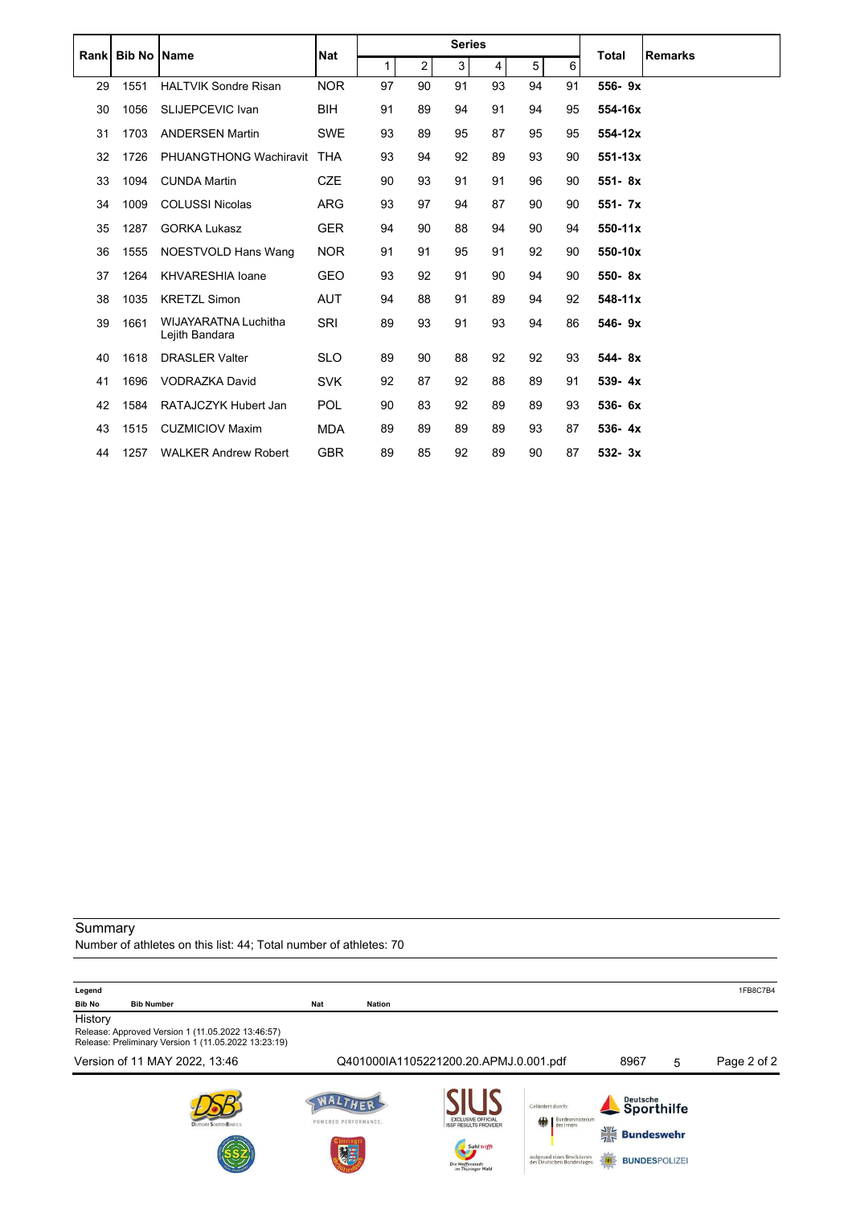| Rank | Bib No | Name | Nat | Series | | | | | | Total | Remarks |
|---|---|---|---|---|---|---|---|---|---|---|---|
| | | | | 1 | 2 | 3 | 4 | 5 | 6 | | |
| 29 | 1551 | HALTVIK Sondre Risan | NOR | 97 | 90 | 91 | 93 | 94 | 91 | **556- 9x** | |
| 30 | 1056 | SLIJEPCEVIC Ivan | BIH | 91 | 89 | 94 | 91 | 94 | 95 | **554-16x** | |
| 31 | 1703 | ANDERSEN Martin | SWE | 93 | 89 | 95 | 87 | 95 | 95 | **554-12x** | |
| 32 | 1726 | PHUANGTHONG Wachiravit | THA | 93 | 94 | 92 | 89 | 93 | 90 | **551-13x** | |
| 33 | 1094 | CUNDA Martin | CZE | 90 | 93 | 91 | 91 | 96 | 90 | **551- 8x** | |
| 34 | 1009 | COLUSSI Nicolas | ARG | 93 | 97 | 94 | 87 | 90 | 90 | **551- 7x** | |
| 35 | 1287 | GORKA Lukasz | GER | 94 | 90 | 88 | 94 | 90 | 94 | **550-11x** | |
| 36 | 1555 | NOESTVOLD Hans Wang | NOR | 91 | 91 | 95 | 91 | 92 | 90 | **550-10x** | |
| 37 | 1264 | KHVARESHIA Ioane | GEO | 93 | 92 | 91 | 90 | 94 | 90 | **550- 8x** | |
| 38 | 1035 | KRETZL Simon | AUT | 94 | 88 | 91 | 89 | 94 | 92 | **548-11x** | |
| 39 | 1661 | WIJAYARATNA Luchitha Lejith Bandara | SRI | 89 | 93 | 91 | 93 | 94 | 86 | **546- 9x** | |
| 40 | 1618 | DRASLER Valter | SLO | 89 | 90 | 88 | 92 | 92 | 93 | **544- 8x** | |
| 41 | 1696 | VODRAZKA David | SVK | 92 | 87 | 92 | 88 | 89 | 91 | **539- 4x** | |
| 42 | 1584 | RATAJCZYK Hubert Jan | POL | 90 | 83 | 92 | 89 | 89 | 93 | **536- 6x** | |
| 43 | 1515 | CUZMICIOV Maxim | MDA | 89 | 89 | 89 | 89 | 93 | 87 | **536- 4x** | |
| 44 | 1257 | WALKER Andrew Robert | GBR | 89 | 85 | 92 | 89 | 90 | 87 | **532- 3x** | |

Summary

Number of athletes on this list: 44; Total number of athletes: 70

**Legend** 1FB8C7B4

| Bib No | Bib Number | Nat | Nation |
|---|---|---|---|

History

Release: Approved Version 1 (11.05.2022 13:46:57)
Release: Preliminary Version 1 (11.05.2022 13:23:19)

Version of 11 MAY 2022, 13:46 Q401000IA1105221200.20.APMJ.0.001.pdf 8967 5